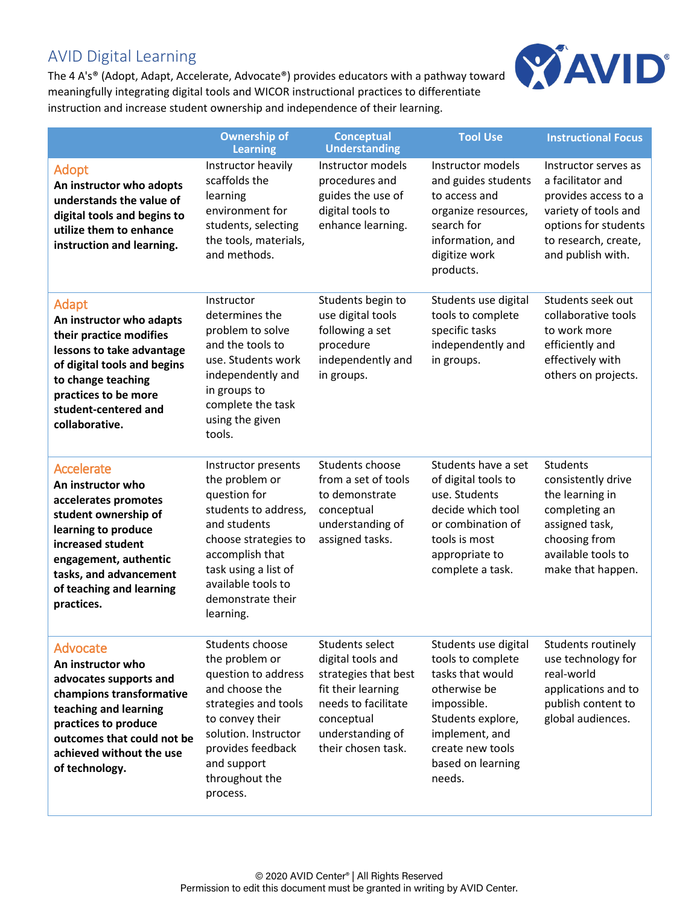# AVID Digital Learning

The 4 A's® (Adopt, Adapt, Accelerate, Advocate®) provides educators with a pathway toward meaningfully integrating digital tools and WICOR instructional practices to differentiate instruction and increase student ownership and independence of their learning.

| | Ownership of Learning | Conceptual Understanding | Tool Use | Instructional Focus |
|---|---|---|---|---|
| **Adopt**<br>**An instructor who adopts understands the value of digital tools and begins to utilize them to enhance instruction and learning.** | Instructor heavily scaffolds the learning environment for students, selecting the tools, materials, and methods. | Instructor models procedures and guides the use of digital tools to enhance learning. | Instructor models and guides students to access and organize resources, search for information, and digitize work products. | Instructor serves as a facilitator and provides access to a variety of tools and options for students to research, create, and publish with. |
| **Adapt**<br>**An instructor who adapts their practice modifies lessons to take advantage of digital tools and begins to change teaching practices to be more student-centered and collaborative.** | Instructor determines the problem to solve and the tools to use. Students work independently and in groups to complete the task using the given tools. | Students begin to use digital tools following a set procedure independently and in groups. | Students use digital tools to complete specific tasks independently and in groups. | Students seek out collaborative tools to work more efficiently and effectively with others on projects. |
| **Accelerate**<br>**An instructor who accelerates promotes student ownership of learning to produce increased student engagement, authentic tasks, and advancement of teaching and learning practices.** | Instructor presents the problem or question for students to address, and students choose strategies to accomplish that task using a list of available tools to demonstrate their learning. | Students choose from a set of tools to demonstrate conceptual understanding of assigned tasks. | Students have a set of digital tools to use. Students decide which tool or combination of tools is most appropriate to complete a task. | Students consistently drive the learning in completing an assigned task, choosing from available tools to make that happen. |
| **Advocate**<br>**An instructor who advocates supports and champions transformative teaching and learning practices to produce outcomes that could not be achieved without the use of technology.** | Students choose the problem or question to address and choose the strategies and tools to convey their solution. Instructor provides feedback and support throughout the process. | Students select digital tools and strategies that best fit their learning needs to facilitate conceptual understanding of their chosen task. | Students use digital tools to complete tasks that would otherwise be impossible. Students explore, implement, and create new tools based on learning needs. | Students routinely use technology for real-world applications and to publish content to global audiences. |

© 2020 AVID Center® | All Rights Reserved
Permission to edit this document must be granted in writing by AVID Center.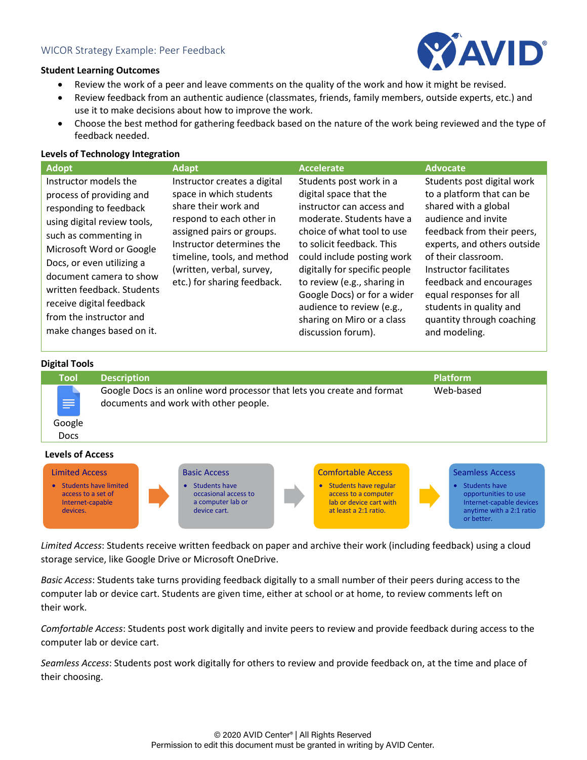WICOR Strategy Example: Peer Feedback

**Student Learning Outcomes**

- Review the work of a peer and leave comments on the quality of the work and how it might be revised.
- Review feedback from an authentic audience (classmates, friends, family members, outside experts, etc.) and use it to make decisions about how to improve the work.
- Choose the best method for gathering feedback based on the nature of the work being reviewed and the type of feedback needed.

**Levels of Technology Integration**

| Adopt | Adapt | Accelerate | Advocate |
|---|---|---|---|
| Instructor models the process of providing and responding to feedback using digital review tools, such as commenting in Microsoft Word or Google Docs, or even utilizing a document camera to show written feedback. Students receive digital feedback from the instructor and make changes based on it. | Instructor creates a digital space in which students share their work and respond to each other in assigned pairs or groups. Instructor determines the timeline, tools, and method (written, verbal, survey, etc.) for sharing feedback. | Students post work in a digital space that the instructor can access and moderate. Students have a choice of what tool to use to solicit feedback. This could include posting work digitally for specific people to review (e.g., sharing in Google Docs) or for a wider audience to review (e.g., sharing on Miro or a class discussion forum). | Students post digital work to a platform that can be shared with a global audience and invite feedback from their peers, experts, and others outside of their classroom. Instructor facilitates feedback and encourages equal responses for all students in quality and quantity through coaching and modeling. |

**Digital Tools**

| Tool | Description | Platform |
|---|---|---|
| Google Docs | Google Docs is an online word processor that lets you create and format documents and work with other people. | Web-based |

**Levels of Access**

**Limited Access**
- Students have limited access to a set of Internet-capable devices.

**Basic Access**
- Students have occasional access to a computer lab or device cart.

**Comfortable Access**
- Students have regular access to a computer lab or device cart with at least a 2:1 ratio.

**Seamless Access**
- Students have opportunities to use Internet-capable devices anytime with a 2:1 ratio or better.

*Limited Access*: Students receive written feedback on paper and archive their work (including feedback) using a cloud storage service, like Google Drive or Microsoft OneDrive.

*Basic Access*: Students take turns providing feedback digitally to a small number of their peers during access to the computer lab or device cart. Students are given time, either at school or at home, to review comments left on their work.

*Comfortable Access*: Students post work digitally and invite peers to review and provide feedback during access to the computer lab or device cart.

*Seamless Access*: Students post work digitally for others to review and provide feedback on, at the time and place of their choosing.

© 2020 AVID Center® | All Rights Reserved
Permission to edit this document must be granted in writing by AVID Center.